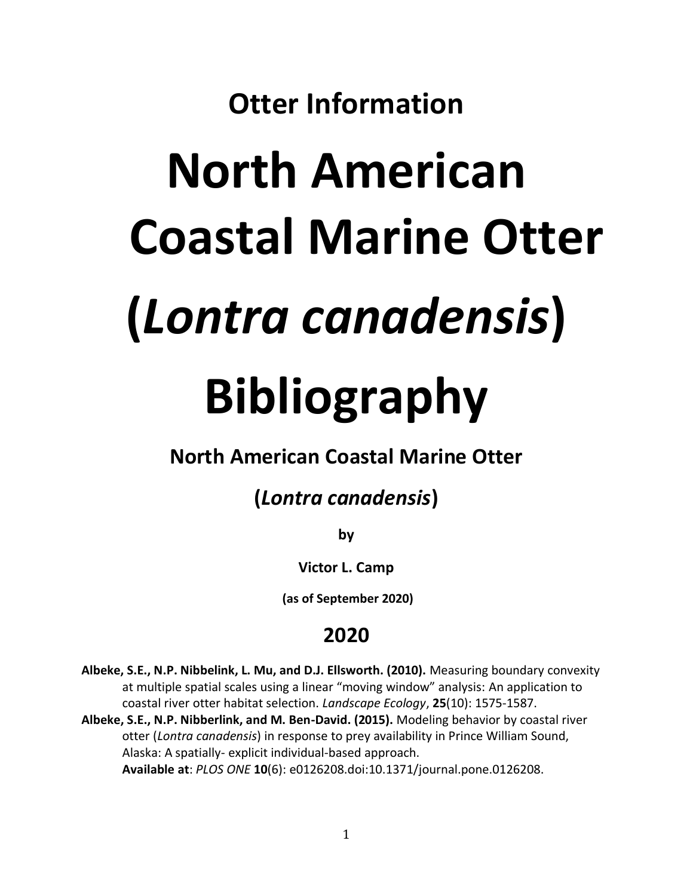## Otter Information

# North American Coastal Marine Otter (*Lontra canadensis*) Bibliography

### North American Coastal Marine Otter

### (*Lontra canadensis*)

**by**

**Victor L. Camp**

**(as of September 2020)**

## 2020

**Albeke, S.E., N.P. Nibbelink, L. Mu, and D.J. Ellsworth. (2010).** Measuring boundary convexity at multiple spatial scales using a linear "moving window" analysis: An application to coastal river otter habitat selection. *Landscape Ecology*, **25**(10): 1575-1587.

**Albeke, S.E., N.P. Nibberlink, and M. Ben-David. (2015).** Modeling behavior by coastal river otter (*Lontra canadensis*) in response to prey availability in Prince William Sound, Alaska: A spatially- explicit individual-based approach. **Available at**: *PLOS ONE* **10**(6): e0126208.doi:10.1371/journal.pone.0126208.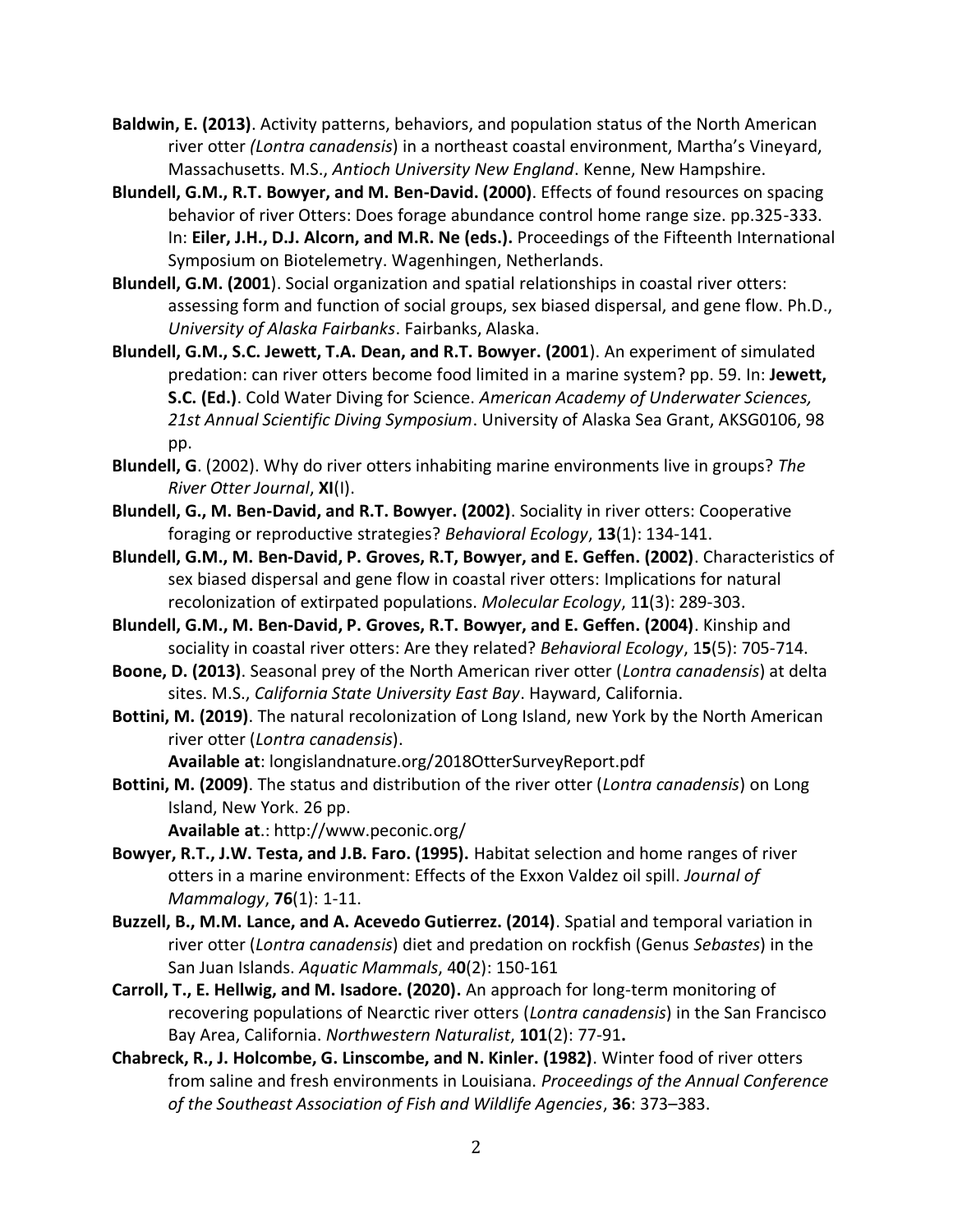**Baldwin, E. (2013)**. Activity patterns, behaviors, and population status of the North American river otter *(Lontra canadensis*) in a northeast coastal environment, Martha's Vineyard, Massachusetts. M.S., *Antioch University New England*. Kenne, New Hampshire.

**Blundell, G.M., R.T. Bowyer, and M. Ben-David. (2000)**. Effects of found resources on spacing behavior of river Otters: Does forage abundance control home range size. pp.325-333. In: **Eiler, J.H., D.J. Alcorn, and M.R. Ne (eds.).** Proceedings of the Fifteenth International Symposium on Biotelemetry. Wagenhingen, Netherlands.

**Blundell, G.M. (2001**). Social organization and spatial relationships in coastal river otters: assessing form and function of social groups, sex biased dispersal, and gene flow. Ph.D., *University of Alaska Fairbanks*. Fairbanks, Alaska.

**Blundell, G.M., S.C. Jewett, T.A. Dean, and R.T. Bowyer. (2001**). An experiment of simulated predation: can river otters become food limited in a marine system? pp. 59. In: **Jewett, S.C. (Ed.)**. Cold Water Diving for Science. *American Academy of Underwater Sciences, 21st Annual Scientific Diving Symposium*. University of Alaska Sea Grant, AKSG0106, 98 pp.

**Blundell, G**. (2002). Why do river otters inhabiting marine environments live in groups? *The River Otter Journal*, **XI**(I).

**Blundell, G., M. Ben-David, and R.T. Bowyer. (2002)**. Sociality in river otters: Cooperative foraging or reproductive strategies? *Behavioral Ecology*, **13**(1): 134-141.

**Blundell, G.M., M. Ben-David, P. Groves, R.T, Bowyer, and E. Geffen. (2002)**. Characteristics of sex biased dispersal and gene flow in coastal river otters: Implications for natural recolonization of extirpated populations. *Molecular Ecology*, 1**1**(3): 289-303.

**Blundell, G.M., M. Ben-David, P. Groves, R.T. Bowyer, and E. Geffen. (2004)**. Kinship and sociality in coastal river otters: Are they related? *Behavioral Ecology*, 1**5**(5): 705-714.

**Boone, D. (2013)**. Seasonal prey of the North American river otter (*Lontra canadensis*) at delta sites. M.S., *California State University East Bay*. Hayward, California.

**Bottini, M. (2019)**. The natural recolonization of Long Island, new York by the North American river otter (*Lontra canadensis*).
**Available at**: longislandnature.org/2018OtterSurveyReport.pdf

**Bottini, M. (2009)**. The status and distribution of the river otter (*Lontra canadensis*) on Long Island, New York. 26 pp.
**Available at**.: http://www.peconic.org/

**Bowyer, R.T., J.W. Testa, and J.B. Faro. (1995).** Habitat selection and home ranges of river otters in a marine environment: Effects of the Exxon Valdez oil spill. *Journal of Mammalogy*, **76**(1): 1-11.

**Buzzell, B., M.M. Lance, and A. Acevedo Gutierrez. (2014)**. Spatial and temporal variation in river otter (*Lontra canadensis*) diet and predation on rockfish (Genus *Sebastes*) in the San Juan Islands. *Aquatic Mammals*, 4**0**(2): 150-161

**Carroll, T., E. Hellwig, and M. Isadore. (2020).** An approach for long-term monitoring of recovering populations of Nearctic river otters (*Lontra canadensis*) in the San Francisco Bay Area, California. *Northwestern Naturalist*, **101**(2): 77-91**.**

**Chabreck, R., J. Holcombe, G. Linscombe, and N. Kinler. (1982)**. Winter food of river otters from saline and fresh environments in Louisiana. *Proceedings of the Annual Conference of the Southeast Association of Fish and Wildlife Agencies*, **36**: 373–383.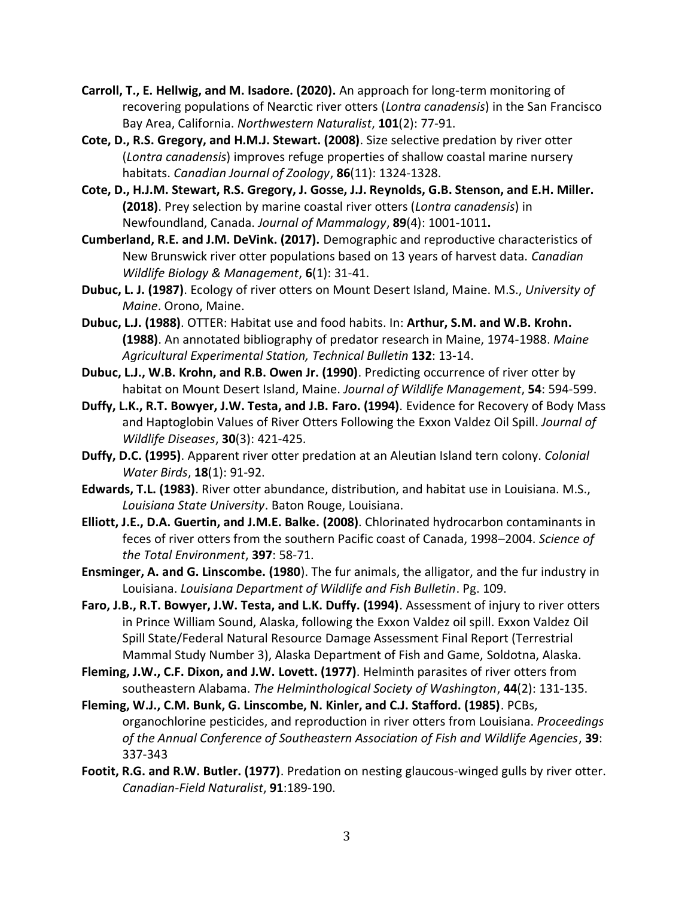**Carroll, T., E. Hellwig, and M. Isadore. (2020).** An approach for long-term monitoring of recovering populations of Nearctic river otters (*Lontra canadensis*) in the San Francisco Bay Area, California. *Northwestern Naturalist*, **101**(2): 77-91.

**Cote, D., R.S. Gregory, and H.M.J. Stewart. (2008)**. Size selective predation by river otter (*Lontra canadensis*) improves refuge properties of shallow coastal marine nursery habitats. *Canadian Journal of Zoology*, **86**(11): 1324-1328.

**Cote, D., H.J.M. Stewart, R.S. Gregory, J. Gosse, J.J. Reynolds, G.B. Stenson, and E.H. Miller. (2018)**. Prey selection by marine coastal river otters (*Lontra canadensis*) in Newfoundland, Canada. *Journal of Mammalogy*, **89**(4): 1001-1011**.**

**Cumberland, R.E. and J.M. DeVink. (2017).** Demographic and reproductive characteristics of New Brunswick river otter populations based on 13 years of harvest data. *Canadian Wildlife Biology & Management*, **6**(1): 31-41.

**Dubuc, L. J. (1987)**. Ecology of river otters on Mount Desert Island, Maine. M.S., *University of Maine*. Orono, Maine.

**Dubuc, L.J. (1988)**. OTTER: Habitat use and food habits. In: **Arthur, S.M. and W.B. Krohn. (1988)**. An annotated bibliography of predator research in Maine, 1974-1988. *Maine Agricultural Experimental Station, Technical Bulletin* **132**: 13-14.

**Dubuc, L.J., W.B. Krohn, and R.B. Owen Jr. (1990)**. Predicting occurrence of river otter by habitat on Mount Desert Island, Maine. *Journal of Wildlife Management*, **54**: 594-599.

**Duffy, L.K., R.T. Bowyer, J.W. Testa, and J.B. Faro. (1994)**. Evidence for Recovery of Body Mass and Haptoglobin Values of River Otters Following the Exxon Valdez Oil Spill. *Journal of Wildlife Diseases*, **30**(3): 421-425.

**Duffy, D.C. (1995)**. Apparent river otter predation at an Aleutian Island tern colony. *Colonial Water Birds*, **18**(1): 91-92.

**Edwards, T.L. (1983)**. River otter abundance, distribution, and habitat use in Louisiana. M.S., *Louisiana State University*. Baton Rouge, Louisiana.

**Elliott, J.E., D.A. Guertin, and J.M.E. Balke. (2008)**. Chlorinated hydrocarbon contaminants in feces of river otters from the southern Pacific coast of Canada, 1998–2004. *Science of the Total Environment*, **397**: 58-71.

**Ensminger, A. and G. Linscombe. (1980**). The fur animals, the alligator, and the fur industry in Louisiana. *Louisiana Department of Wildlife and Fish Bulletin*. Pg. 109.

**Faro, J.B., R.T. Bowyer, J.W. Testa, and L.K. Duffy. (1994)**. Assessment of injury to river otters in Prince William Sound, Alaska, following the Exxon Valdez oil spill. Exxon Valdez Oil Spill State/Federal Natural Resource Damage Assessment Final Report (Terrestrial Mammal Study Number 3), Alaska Department of Fish and Game, Soldotna, Alaska.

**Fleming, J.W., C.F. Dixon, and J.W. Lovett. (1977)**. Helminth parasites of river otters from southeastern Alabama. *The Helminthological Society of Washington*, **44**(2): 131-135.

**Fleming, W.J., C.M. Bunk, G. Linscombe, N. Kinler, and C.J. Stafford. (1985)**. PCBs, organochlorine pesticides, and reproduction in river otters from Louisiana. *Proceedings of the Annual Conference of Southeastern Association of Fish and Wildlife Agencies*, **39**: 337-343

**Footit, R.G. and R.W. Butler. (1977)**. Predation on nesting glaucous-winged gulls by river otter. *Canadian-Field Naturalist*, **91**:189-190.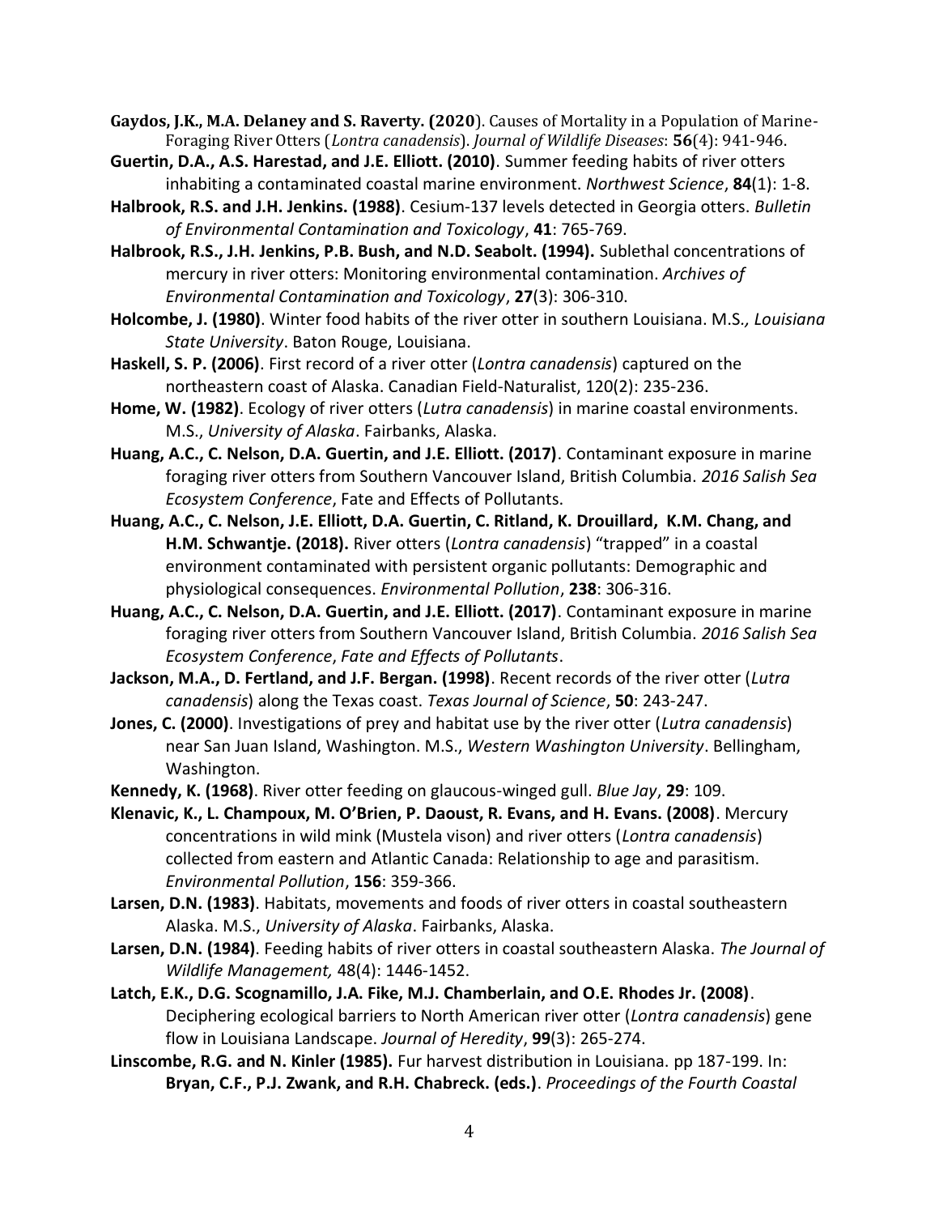**Gaydos, J.K., M.A. Delaney and S. Raverty. (2020**). Causes of Mortality in a Population of Marine-Foraging River Otters (*Lontra canadensis*). *Journal of Wildlife Diseases*: **56**(4): 941-946.

**Guertin, D.A., A.S. Harestad, and J.E. Elliott. (2010)**. Summer feeding habits of river otters inhabiting a contaminated coastal marine environment. *Northwest Science*, **84**(1): 1-8.

**Halbrook, R.S. and J.H. Jenkins. (1988)**. Cesium-137 levels detected in Georgia otters. *Bulletin of Environmental Contamination and Toxicology*, **41**: 765-769.

**Halbrook, R.S., J.H. Jenkins, P.B. Bush, and N.D. Seabolt. (1994).** Sublethal concentrations of mercury in river otters: Monitoring environmental contamination. *Archives of Environmental Contamination and Toxicology*, **27**(3): 306-310.

**Holcombe, J. (1980)**. Winter food habits of the river otter in southern Louisiana. M.S.*, Louisiana State University*. Baton Rouge, Louisiana.

**Haskell, S. P. (2006)**. First record of a river otter (*Lontra canadensis*) captured on the northeastern coast of Alaska. Canadian Field-Naturalist, 120(2): 235-236.

**Home, W. (1982)**. Ecology of river otters (*Lutra canadensis*) in marine coastal environments. M.S., *University of Alaska*. Fairbanks, Alaska.

**Huang, A.C., C. Nelson, D.A. Guertin, and J.E. Elliott. (2017)**. Contaminant exposure in marine foraging river otters from Southern Vancouver Island, British Columbia. *2016 Salish Sea Ecosystem Conference*, Fate and Effects of Pollutants.

**Huang, A.C., C. Nelson, J.E. Elliott, D.A. Guertin, C. Ritland, K. Drouillard, K.M. Chang, and H.M. Schwantje. (2018).** River otters (*Lontra canadensis*) "trapped" in a coastal environment contaminated with persistent organic pollutants: Demographic and physiological consequences. *Environmental Pollution*, **238**: 306-316.

**Huang, A.C., C. Nelson, D.A. Guertin, and J.E. Elliott. (2017)**. Contaminant exposure in marine foraging river otters from Southern Vancouver Island, British Columbia. *2016 Salish Sea Ecosystem Conference*, *Fate and Effects of Pollutants*.

**Jackson, M.A., D. Fertland, and J.F. Bergan. (1998)**. Recent records of the river otter (*Lutra canadensis*) along the Texas coast. *Texas Journal of Science*, **50**: 243-247.

**Jones, C. (2000)**. Investigations of prey and habitat use by the river otter (*Lutra canadensis*) near San Juan Island, Washington. M.S., *Western Washington University*. Bellingham, Washington.

**Kennedy, K. (1968)**. River otter feeding on glaucous-winged gull. *Blue Jay*, **29**: 109.

**Klenavic, K., L. Champoux, M. O'Brien, P. Daoust, R. Evans, and H. Evans. (2008)**. Mercury concentrations in wild mink (Mustela vison) and river otters (*Lontra canadensis*) collected from eastern and Atlantic Canada: Relationship to age and parasitism. *Environmental Pollution*, **156**: 359-366.

**Larsen, D.N. (1983)**. Habitats, movements and foods of river otters in coastal southeastern Alaska. M.S., *University of Alaska*. Fairbanks, Alaska.

**Larsen, D.N. (1984)**. Feeding habits of river otters in coastal southeastern Alaska. *The Journal of Wildlife Management,* 48(4): 1446-1452.

**Latch, E.K., D.G. Scognamillo, J.A. Fike, M.J. Chamberlain, and O.E. Rhodes Jr. (2008)**. Deciphering ecological barriers to North American river otter (*Lontra canadensis*) gene flow in Louisiana Landscape. *Journal of Heredity*, **99**(3): 265-274.

**Linscombe, R.G. and N. Kinler (1985).** Fur harvest distribution in Louisiana. pp 187-199. In: **Bryan, C.F., P.J. Zwank, and R.H. Chabreck. (eds.)**. *Proceedings of the Fourth Coastal*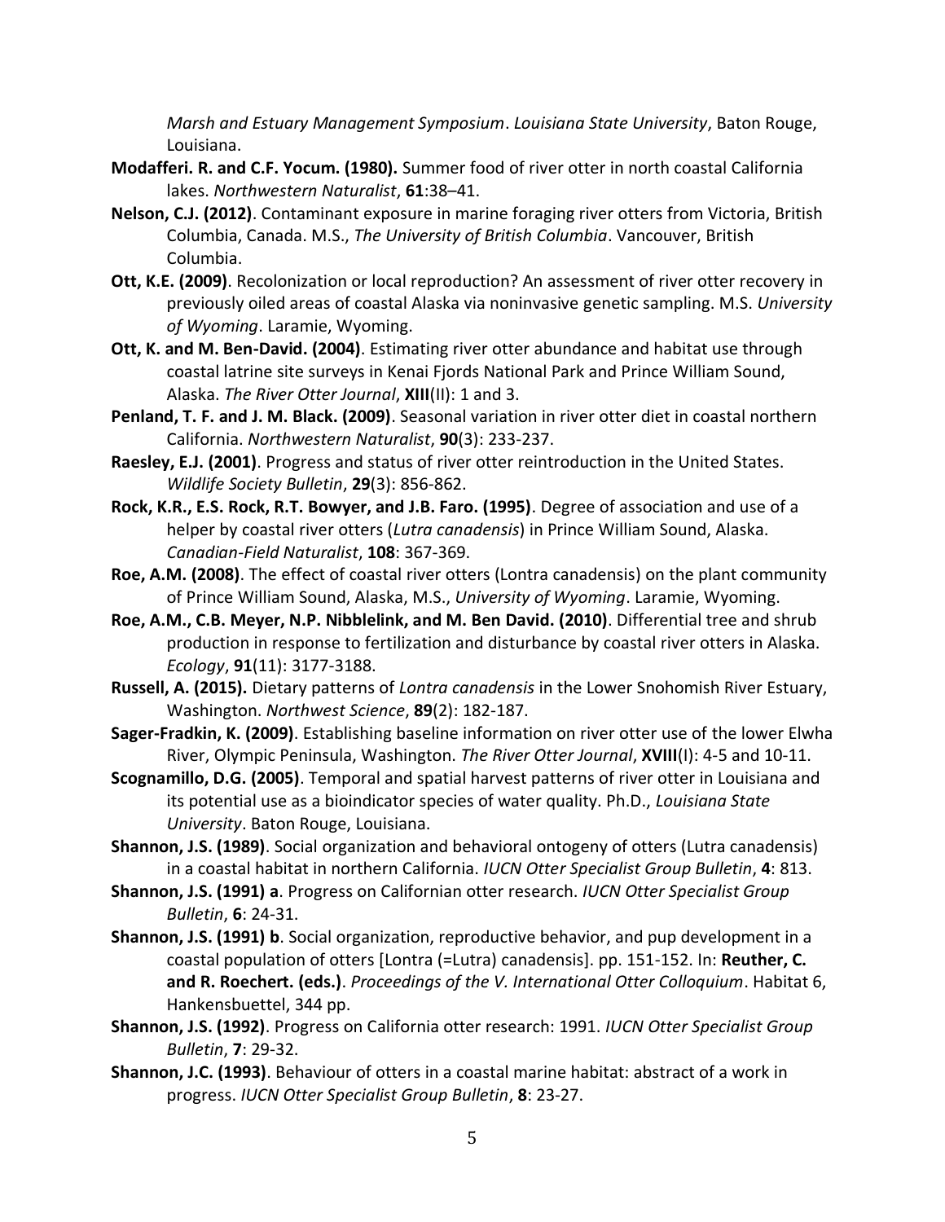*Marsh and Estuary Management Symposium*. *Louisiana State University*, Baton Rouge, Louisiana.

**Modafferi. R. and C.F. Yocum. (1980).** Summer food of river otter in north coastal California lakes. *Northwestern Naturalist*, **61**:38–41.

**Nelson, C.J. (2012)**. Contaminant exposure in marine foraging river otters from Victoria, British Columbia, Canada. M.S., *The University of British Columbia*. Vancouver, British Columbia.

**Ott, K.E. (2009)**. Recolonization or local reproduction? An assessment of river otter recovery in previously oiled areas of coastal Alaska via noninvasive genetic sampling. M.S. *University of Wyoming*. Laramie, Wyoming.

**Ott, K. and M. Ben-David. (2004)**. Estimating river otter abundance and habitat use through coastal latrine site surveys in Kenai Fjords National Park and Prince William Sound, Alaska. *The River Otter Journal*, **XIII**(II): 1 and 3.

**Penland, T. F. and J. M. Black. (2009)**. Seasonal variation in river otter diet in coastal northern California. *Northwestern Naturalist*, **90**(3): 233-237.

**Raesley, E.J. (2001)**. Progress and status of river otter reintroduction in the United States. *Wildlife Society Bulletin*, **29**(3): 856-862.

**Rock, K.R., E.S. Rock, R.T. Bowyer, and J.B. Faro. (1995)**. Degree of association and use of a helper by coastal river otters (*Lutra canadensis*) in Prince William Sound, Alaska. *Canadian-Field Naturalist*, **108**: 367-369.

**Roe, A.M. (2008)**. The effect of coastal river otters (Lontra canadensis) on the plant community of Prince William Sound, Alaska, M.S., *University of Wyoming*. Laramie, Wyoming.

**Roe, A.M., C.B. Meyer, N.P. Nibblelink, and M. Ben David. (2010)**. Differential tree and shrub production in response to fertilization and disturbance by coastal river otters in Alaska. *Ecology*, **91**(11): 3177-3188.

**Russell, A. (2015).** Dietary patterns of *Lontra canadensis* in the Lower Snohomish River Estuary, Washington. *Northwest Science*, **89**(2): 182-187.

**Sager-Fradkin, K. (2009)**. Establishing baseline information on river otter use of the lower Elwha River, Olympic Peninsula, Washington. *The River Otter Journal*, **XVIII**(I): 4-5 and 10-11.

**Scognamillo, D.G. (2005)**. Temporal and spatial harvest patterns of river otter in Louisiana and its potential use as a bioindicator species of water quality. Ph.D., *Louisiana State University*. Baton Rouge, Louisiana.

**Shannon, J.S. (1989)**. Social organization and behavioral ontogeny of otters (Lutra canadensis) in a coastal habitat in northern California. *IUCN Otter Specialist Group Bulletin*, **4**: 813.

**Shannon, J.S. (1991) a**. Progress on Californian otter research. *IUCN Otter Specialist Group Bulletin*, **6**: 24-31.

**Shannon, J.S. (1991) b**. Social organization, reproductive behavior, and pup development in a coastal population of otters [Lontra (=Lutra) canadensis]. pp. 151-152. In: **Reuther, C. and R. Roechert. (eds.)**. *Proceedings of the V. International Otter Colloquium*. Habitat 6, Hankensbuettel, 344 pp.

**Shannon, J.S. (1992)**. Progress on California otter research: 1991. *IUCN Otter Specialist Group Bulletin*, **7**: 29-32.

**Shannon, J.C. (1993)**. Behaviour of otters in a coastal marine habitat: abstract of a work in progress. *IUCN Otter Specialist Group Bulletin*, **8**: 23-27.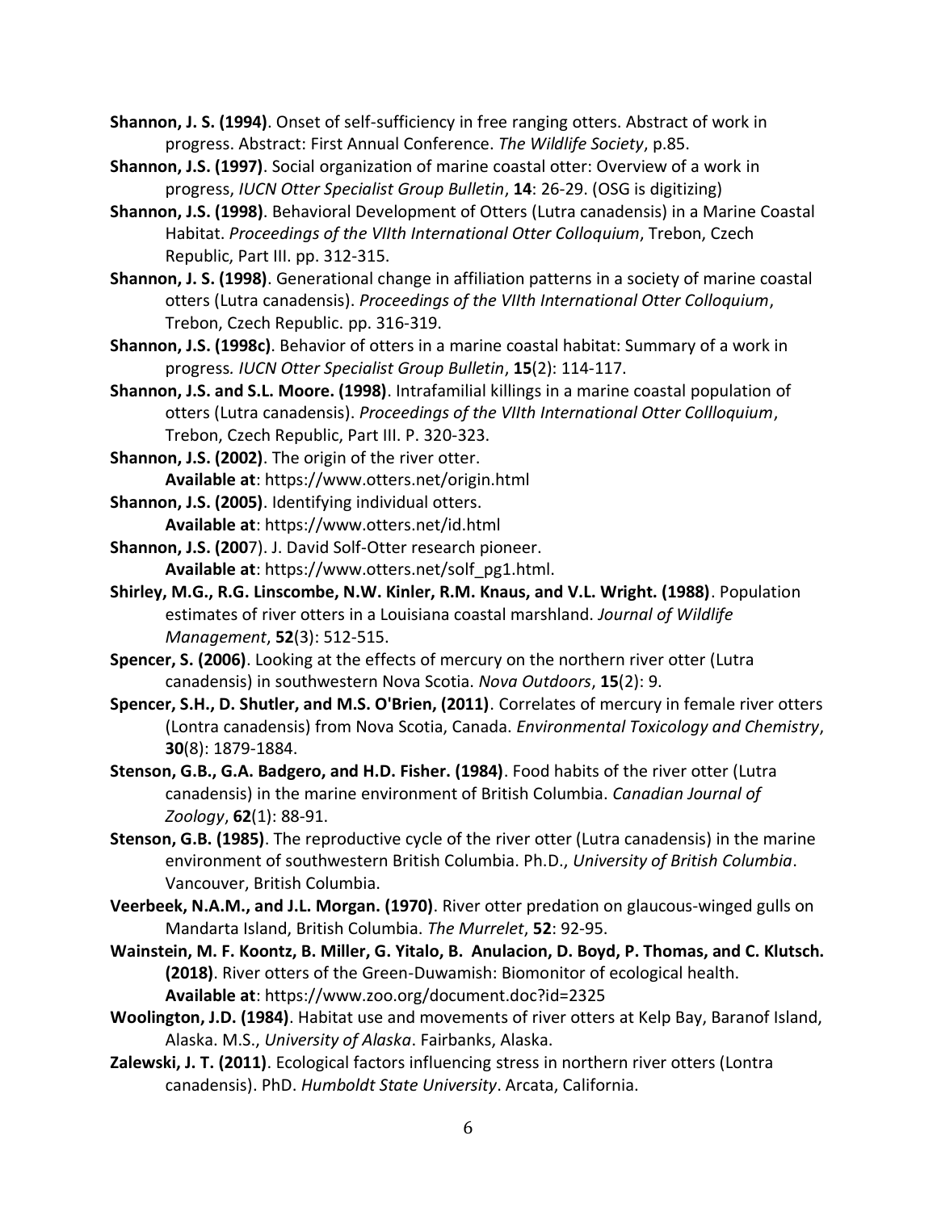**Shannon, J. S. (1994)**. Onset of self-sufficiency in free ranging otters. Abstract of work in progress. Abstract: First Annual Conference. *The Wildlife Society*, p.85.

**Shannon, J.S. (1997)**. Social organization of marine coastal otter: Overview of a work in progress, *IUCN Otter Specialist Group Bulletin*, **14**: 26-29. (OSG is digitizing)

**Shannon, J.S. (1998)**. Behavioral Development of Otters (Lutra canadensis) in a Marine Coastal Habitat. *Proceedings of the VIIth International Otter Colloquium*, Trebon, Czech Republic, Part III. pp. 312-315.

**Shannon, J. S. (1998)**. Generational change in affiliation patterns in a society of marine coastal otters (Lutra canadensis). *Proceedings of the VIIth International Otter Colloquium*, Trebon, Czech Republic. pp. 316-319.

**Shannon, J.S. (1998c)**. Behavior of otters in a marine coastal habitat: Summary of a work in progress*. IUCN Otter Specialist Group Bulletin*, **15**(2): 114-117.

**Shannon, J.S. and S.L. Moore. (1998)**. Intrafamilial killings in a marine coastal population of otters (Lutra canadensis). *Proceedings of the VIIth International Otter Collloquium*, Trebon, Czech Republic, Part III. P. 320-323.

**Shannon, J.S. (2002)**. The origin of the river otter.
**Available at**: https://www.otters.net/origin.html

**Shannon, J.S. (2005)**. Identifying individual otters.
**Available at**: https://www.otters.net/id.html

**Shannon, J.S. (2007)**. J. David Solf-Otter research pioneer.
**Available at**: https://www.otters.net/solf_pg1.html.

**Shirley, M.G., R.G. Linscombe, N.W. Kinler, R.M. Knaus, and V.L. Wright. (1988)**. Population estimates of river otters in a Louisiana coastal marshland. *Journal of Wildlife Management*, **52**(3): 512-515.

**Spencer, S. (2006)**. Looking at the effects of mercury on the northern river otter (Lutra canadensis) in southwestern Nova Scotia. *Nova Outdoors*, **15**(2): 9.

**Spencer, S.H., D. Shutler, and M.S. O'Brien, (2011)**. Correlates of mercury in female river otters (Lontra canadensis) from Nova Scotia, Canada. *Environmental Toxicology and Chemistry*, **30**(8): 1879-1884.

**Stenson, G.B., G.A. Badgero, and H.D. Fisher. (1984)**. Food habits of the river otter (Lutra canadensis) in the marine environment of British Columbia. *Canadian Journal of Zoology*, **62**(1): 88-91.

**Stenson, G.B. (1985)**. The reproductive cycle of the river otter (Lutra canadensis) in the marine environment of southwestern British Columbia. Ph.D., *University of British Columbia*. Vancouver, British Columbia.

**Veerbeek, N.A.M., and J.L. Morgan. (1970)**. River otter predation on glaucous-winged gulls on Mandarta Island, British Columbia. *The Murrelet*, **52**: 92-95.

**Wainstein, M. F. Koontz, B. Miller, G. Yitalo, B. Anulacion, D. Boyd, P. Thomas, and C. Klutsch. (2018)**. River otters of the Green-Duwamish: Biomonitor of ecological health.
**Available at**: https://www.zoo.org/document.doc?id=2325

**Woolington, J.D. (1984)**. Habitat use and movements of river otters at Kelp Bay, Baranof Island, Alaska. M.S., *University of Alaska*. Fairbanks, Alaska.

**Zalewski, J. T. (2011)**. Ecological factors influencing stress in northern river otters (Lontra canadensis). PhD. *Humboldt State University*. Arcata, California.